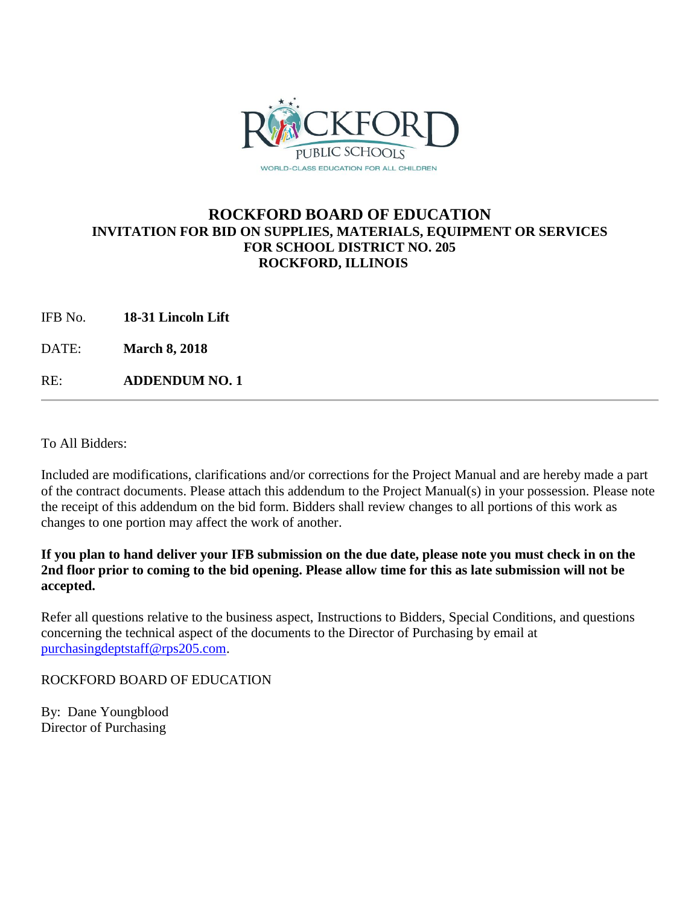# ROCKFORD BOARD OF EDUCATION

**INVITATION FOR BID ON SUPPLIES, MATERIALS, EQUIPMENT OR SERVICES**
**FOR SCHOOL DISTRICT NO. 205**
**ROCKFORD, ILLINOIS**

IFB No. **18-31 Lincoln Lift**

DATE: **March 8, 2018**

RE: **ADDENDUM NO. 1**

---

To All Bidders:

Included are modifications, clarifications and/or corrections for the Project Manual and are hereby made a part of the contract documents. Please attach this addendum to the Project Manual(s) in your possession. Please note the receipt of this addendum on the bid form. Bidders shall review changes to all portions of this work as changes to one portion may affect the work of another.

**If you plan to hand deliver your IFB submission on the due date, please note you must check in on the 2nd floor prior to coming to the bid opening. Please allow time for this as late submission will not be accepted.**

Refer all questions relative to the business aspect, Instructions to Bidders, Special Conditions, and questions concerning the technical aspect of the documents to the Director of Purchasing by email at purchasingdeptstaff@rps205.com.

ROCKFORD BOARD OF EDUCATION

By: Dane Youngblood
Director of Purchasing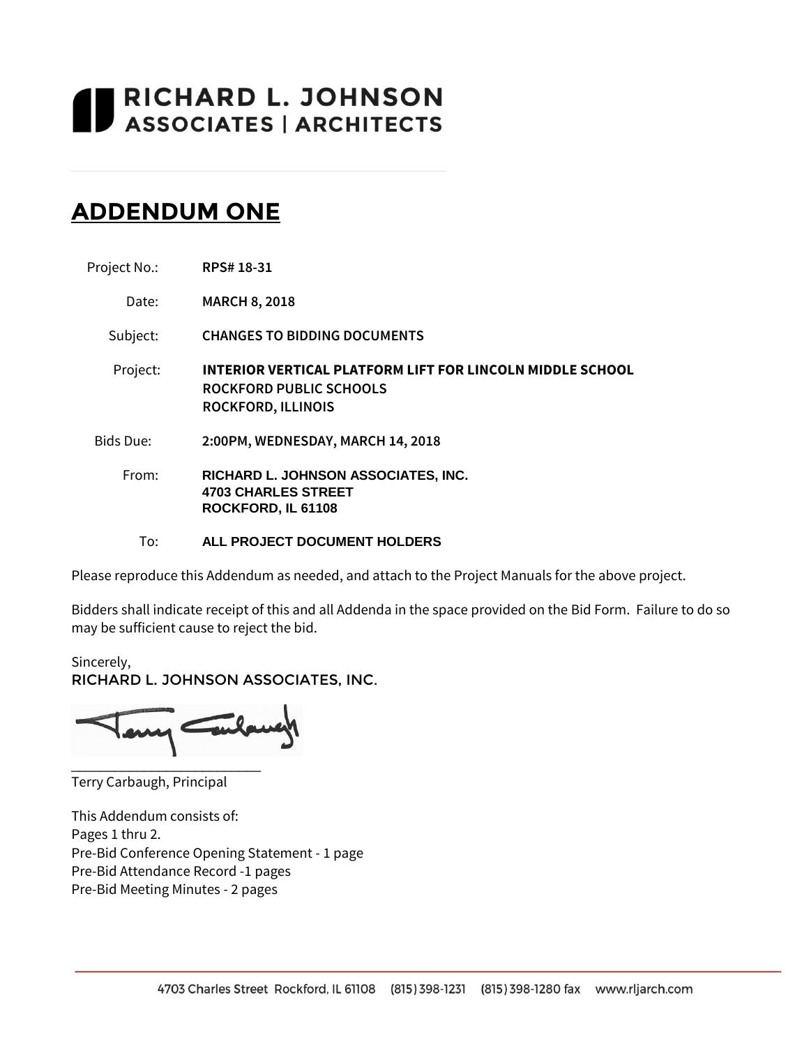# RICHARD L. JOHNSON ASSOCIATES | ARCHITECTS

## ADDENDUM ONE

Project No.: **RPS# 18-31**

Date: **MARCH 8, 2018**

Subject: **CHANGES TO BIDDING DOCUMENTS**

Project: **INTERIOR VERTICAL PLATFORM LIFT FOR LINCOLN MIDDLE SCHOOL**
**ROCKFORD PUBLIC SCHOOLS**
**ROCKFORD, ILLINOIS**

Bids Due: **2:00PM, WEDNESDAY, MARCH 14, 2018**

From: **RICHARD L. JOHNSON ASSOCIATES, INC.**
**4703 CHARLES STREET**
**ROCKFORD, IL 61108**

To: **ALL PROJECT DOCUMENT HOLDERS**

Please reproduce this Addendum as needed, and attach to the Project Manuals for the above project.

Bidders shall indicate receipt of this and all Addenda in the space provided on the Bid Form. Failure to do so may be sufficient cause to reject the bid.

Sincerely,
RICHARD L. JOHNSON ASSOCIATES, INC.

Terry Carbaugh, Principal

This Addendum consists of:
Pages 1 thru 2.
Pre-Bid Conference Opening Statement - 1 page
Pre-Bid Attendance Record -1 pages
Pre-Bid Meeting Minutes - 2 pages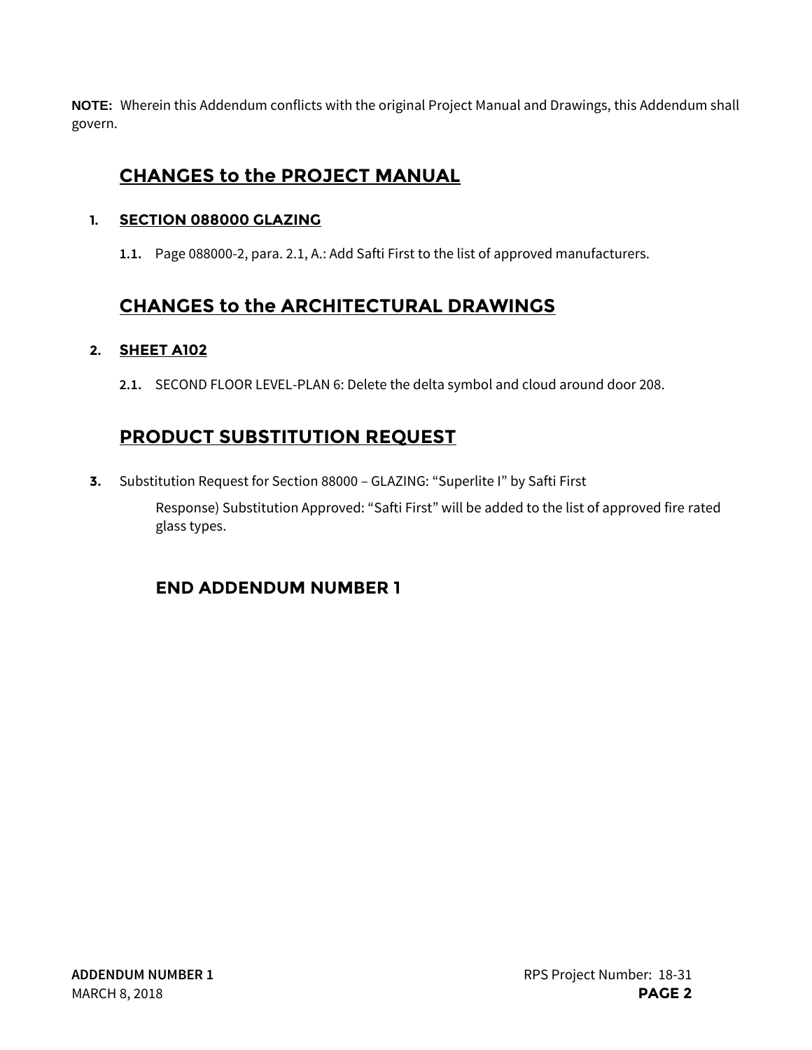**NOTE:** Wherein this Addendum conflicts with the original Project Manual and Drawings, this Addendum shall govern.

## CHANGES to the PROJECT MANUAL

1. **SECTION 088000 GLAZING**

   1.1. Page 088000-2, para. 2.1, A.: Add Safti First to the list of approved manufacturers.

## CHANGES to the ARCHITECTURAL DRAWINGS

2. **SHEET A102**

   2.1. SECOND FLOOR LEVEL-PLAN 6: Delete the delta symbol and cloud around door 208.

## PRODUCT SUBSTITUTION REQUEST

3. Substitution Request for Section 88000 – GLAZING: “Superlite I” by Safti First

   Response) Substitution Approved: “Safti First” will be added to the list of approved fire rated glass types.

### END ADDENDUM NUMBER 1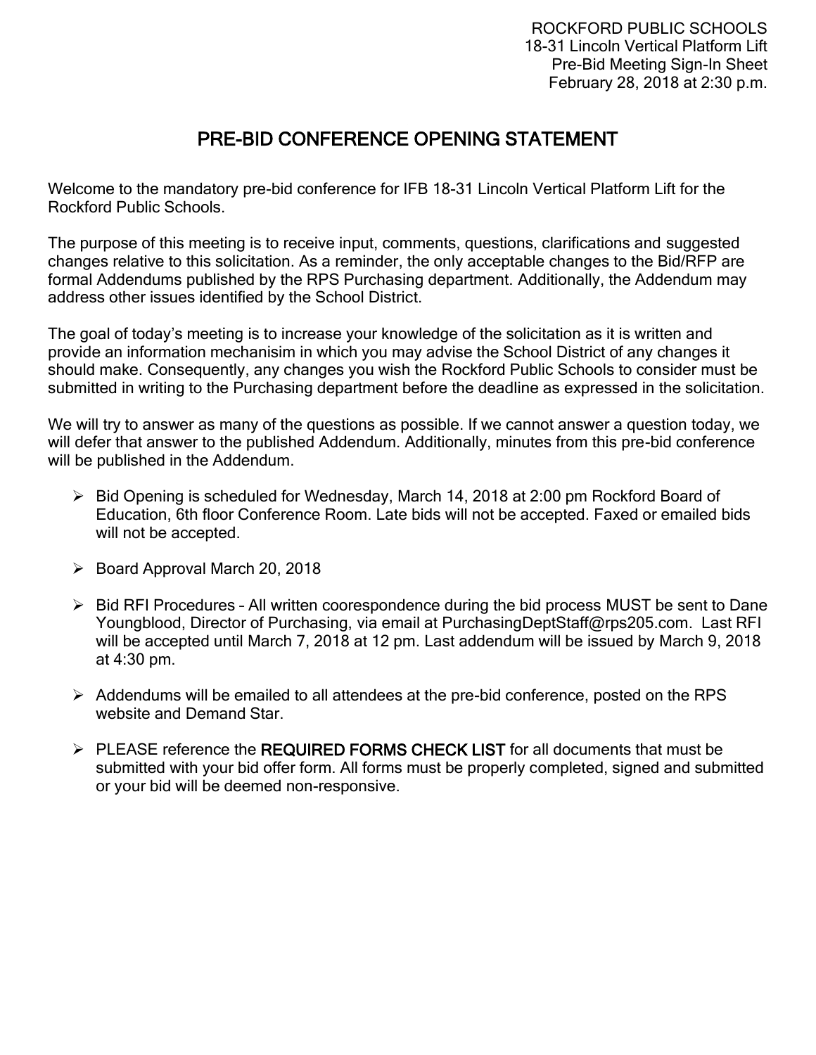ROCKFORD PUBLIC SCHOOLS
18-31 Lincoln Vertical Platform Lift
Pre-Bid Meeting Sign-In Sheet
February 28, 2018 at 2:30 p.m.

# PRE-BID CONFERENCE OPENING STATEMENT

Welcome to the mandatory pre-bid conference for IFB 18-31 Lincoln Vertical Platform Lift for the Rockford Public Schools.

The purpose of this meeting is to receive input, comments, questions, clarifications and suggested changes relative to this solicitation. As a reminder, the only acceptable changes to the Bid/RFP are formal Addendums published by the RPS Purchasing department. Additionally, the Addendum may address other issues identified by the School District.

The goal of today's meeting is to increase your knowledge of the solicitation as it is written and provide an information mechanisim in which you may advise the School District of any changes it should make. Consequently, any changes you wish the Rockford Public Schools to consider must be submitted in writing to the Purchasing department before the deadline as expressed in the solicitation.

We will try to answer as many of the questions as possible. If we cannot answer a question today, we will defer that answer to the published Addendum. Additionally, minutes from this pre-bid conference will be published in the Addendum.

- Bid Opening is scheduled for Wednesday, March 14, 2018 at 2:00 pm Rockford Board of Education, 6th floor Conference Room. Late bids will not be accepted. Faxed or emailed bids will not be accepted.
- Board Approval March 20, 2018
- Bid RFI Procedures – All written coorespondence during the bid process MUST be sent to Dane Youngblood, Director of Purchasing, via email at PurchasingDeptStaff@rps205.com. Last RFI will be accepted until March 7, 2018 at 12 pm. Last addendum will be issued by March 9, 2018 at 4:30 pm.
- Addendums will be emailed to all attendees at the pre-bid conference, posted on the RPS website and Demand Star.
- PLEASE reference the **REQUIRED FORMS CHECK LIST** for all documents that must be submitted with your bid offer form. All forms must be properly completed, signed and submitted or your bid will be deemed non-responsive.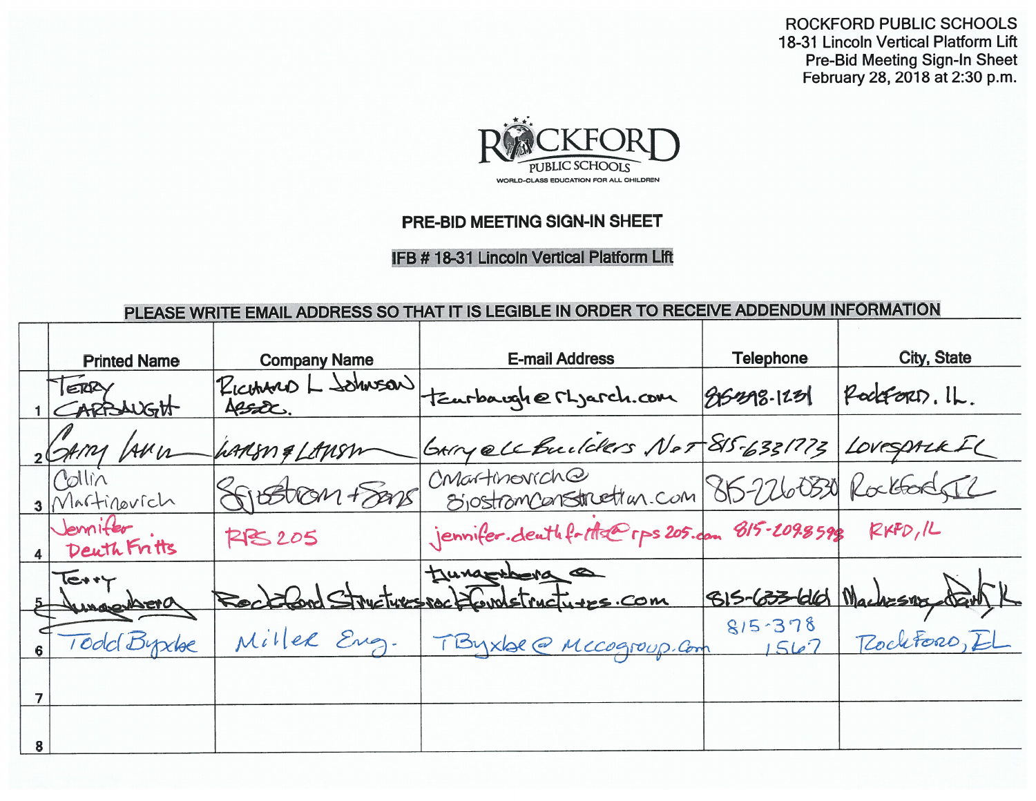ROCKFORD PUBLIC SCHOOLS
18-31 Lincoln Vertical Platform Lift
Pre-Bid Meeting Sign-In Sheet
February 28, 2018 at 2:30 p.m.

ROCKFORD PUBLIC SCHOOLS
WORLD-CLASS EDUCATION FOR ALL CHILDREN

## PRE-BID MEETING SIGN-IN SHEET

**IFB # 18-31 Lincoln Vertical Platform Lift**

**PLEASE WRITE EMAIL ADDRESS SO THAT IT IS LEGIBLE IN ORDER TO RECEIVE ADDENDUM INFORMATION**

| | Printed Name | Company Name | E-mail Address | Telephone | City, State |
|---|---|---|---|---|---|
| 1 | Terry Carbaugh | Richard L Johnson Assoc. | tcarbaugh@rljarch.com | 815-398-1231 | Rockford, IL. |
| 2 | Gary Larson | Larson & Larson | Gary@LLBuilders.Net | 815-633-1773 | Loves Park IL |
| 3 | Collin Martinovich | Sjostrom + Sons | cmartinovich@sjostromconstruction.com | 815-226-0330 | Rockford IL |
| 4 | Jennifer Death Fritts | RPS 205 | jennifer.deathfritts@rps205.com | 815-209-8598 | RKFD, IL |
| 5 | Terry Junaegbera | Rockford Structures | tjunaegbera@rockfordstructures.com | 815-633-6161 | Machesney Park IL |
| 6 | Todd Byxbe | Miller Eng. | TByxbe@Mccogroup.com | 815-378-1567 | Rockford, IL |
| 7 | | | | | |
| 8 | | | | | |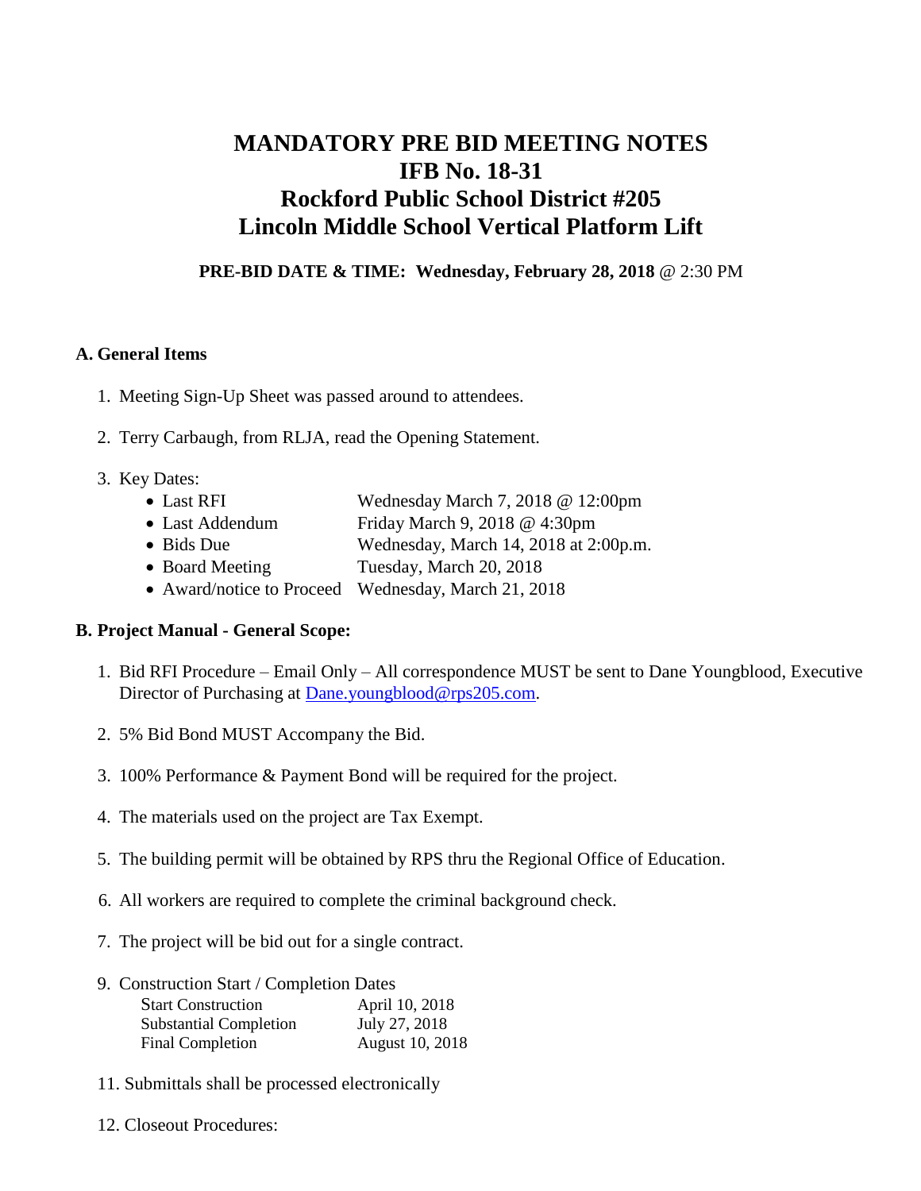# MANDATORY PRE BID MEETING NOTES
# IFB No. 18-31
# Rockford Public School District #205
# Lincoln Middle School Vertical Platform Lift

**PRE-BID DATE & TIME: Wednesday, February 28, 2018** @ 2:30 PM

## A. General Items

1. Meeting Sign-Up Sheet was passed around to attendees.

2. Terry Carbaugh, from RLJA, read the Opening Statement.

3. Key Dates:
   - Last RFI — Wednesday March 7, 2018 @ 12:00pm
   - Last Addendum — Friday March 9, 2018 @ 4:30pm
   - Bids Due — Wednesday, March 14, 2018 at 2:00p.m.
   - Board Meeting — Tuesday, March 20, 2018
   - Award/notice to Proceed — Wednesday, March 21, 2018

## B. Project Manual - General Scope:

1. Bid RFI Procedure – Email Only – All correspondence MUST be sent to Dane Youngblood, Executive Director of Purchasing at Dane.youngblood@rps205.com.

2. 5% Bid Bond MUST Accompany the Bid.

3. 100% Performance & Payment Bond will be required for the project.

4. The materials used on the project are Tax Exempt.

5. The building permit will be obtained by RPS thru the Regional Office of Education.

6. All workers are required to complete the criminal background check.

7. The project will be bid out for a single contract.

9. Construction Start / Completion Dates

| | |
|---|---|
| Start Construction | April 10, 2018 |
| Substantial Completion | July 27, 2018 |
| Final Completion | August 10, 2018 |

11. Submittals shall be processed electronically

12. Closeout Procedures: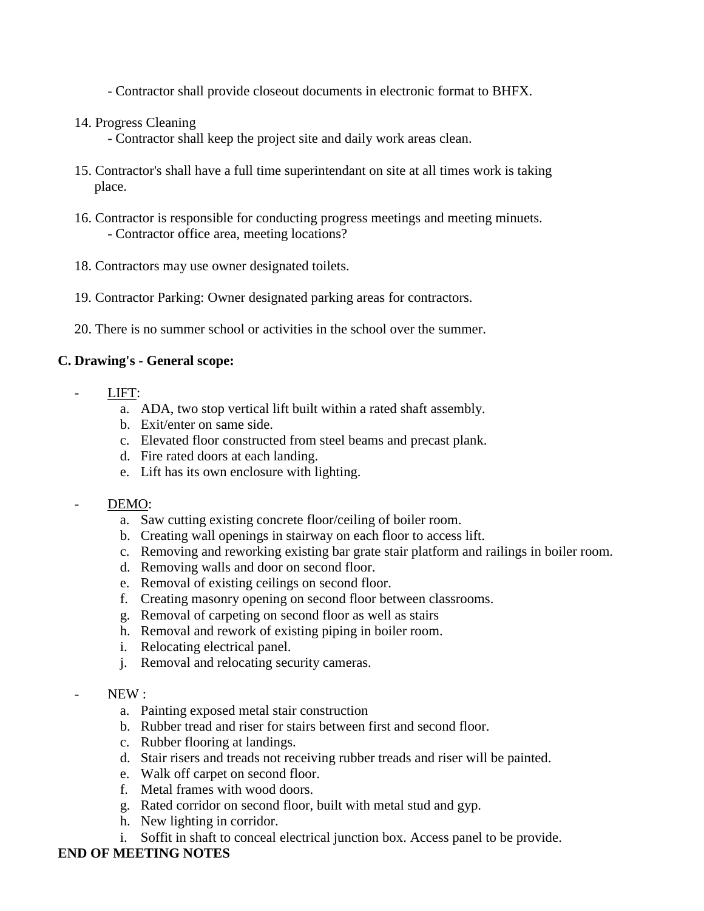- Contractor shall provide closeout documents in electronic format to BHFX.

14. Progress Cleaning
    - Contractor shall keep the project site and daily work areas clean.

15. Contractor's shall have a full time superintendant on site at all times work is taking place.

16. Contractor is responsible for conducting progress meetings and meeting minuets.
    - Contractor office area, meeting locations?

18. Contractors may use owner designated toilets.

19. Contractor Parking: Owner designated parking areas for contractors.

20. There is no summer school or activities in the school over the summer.

**C. Drawing's - General scope:**

- LIFT:
    a. ADA, two stop vertical lift built within a rated shaft assembly.
    b. Exit/enter on same side.
    c. Elevated floor constructed from steel beams and precast plank.
    d. Fire rated doors at each landing.
    e. Lift has its own enclosure with lighting.

- DEMO:
    a. Saw cutting existing concrete floor/ceiling of boiler room.
    b. Creating wall openings in stairway on each floor to access lift.
    c. Removing and reworking existing bar grate stair platform and railings in boiler room.
    d. Removing walls and door on second floor.
    e. Removal of existing ceilings on second floor.
    f. Creating masonry opening on second floor between classrooms.
    g. Removal of carpeting on second floor as well as stairs
    h. Removal and rework of existing piping in boiler room.
    i. Relocating electrical panel.
    j. Removal and relocating security cameras.

- NEW :
    a. Painting exposed metal stair construction
    b. Rubber tread and riser for stairs between first and second floor.
    c. Rubber flooring at landings.
    d. Stair risers and treads not receiving rubber treads and riser will be painted.
    e. Walk off carpet on second floor.
    f. Metal frames with wood doors.
    g. Rated corridor on second floor, built with metal stud and gyp.
    h. New lighting in corridor.
    i. Soffit in shaft to conceal electrical junction box. Access panel to be provide.

**END OF MEETING NOTES**